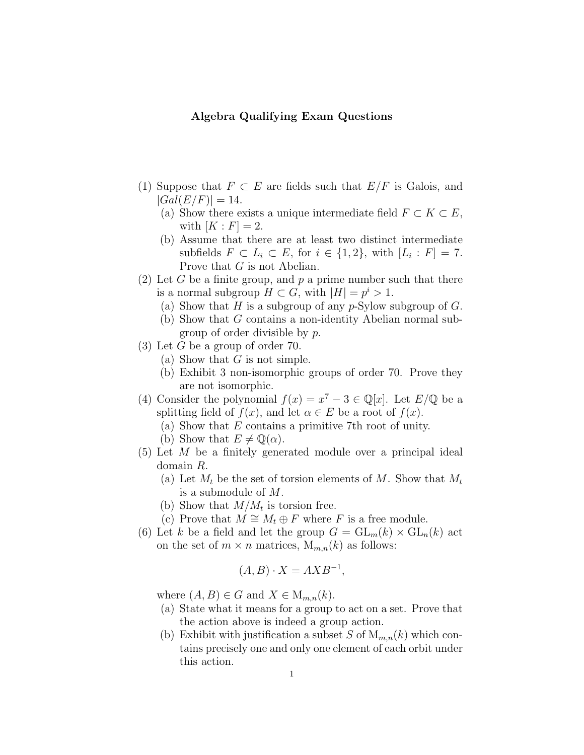# Algebra Qualifying Exam Questions

(1) Suppose that $F \subset E$ are fields such that $E/F$ is Galois, and $|Gal(E/F)| = 14$.
   (a) Show there exists a unique intermediate field $F \subset K \subset E$, with $[K : F] = 2$.
   (b) Assume that there are at least two distinct intermediate subfields $F \subset L_i \subset E$, for $i \in \{1, 2\}$, with $[L_i : F] = 7$. Prove that $G$ is not Abelian.

(2) Let $G$ be a finite group, and $p$ a prime number such that there is a normal subgroup $H \subset G$, with $|H| = p^i > 1$.
   (a) Show that $H$ is a subgroup of any $p$-Sylow subgroup of $G$.
   (b) Show that $G$ contains a non-identity Abelian normal subgroup of order divisible by $p$.

(3) Let $G$ be a group of order 70.
   (a) Show that $G$ is not simple.
   (b) Exhibit 3 non-isomorphic groups of order 70. Prove they are not isomorphic.

(4) Consider the polynomial $f(x) = x^7 - 3 \in \mathbb{Q}[x]$. Let $E/\mathbb{Q}$ be a splitting field of $f(x)$, and let $\alpha \in E$ be a root of $f(x)$.
   (a) Show that $E$ contains a primitive 7th root of unity.
   (b) Show that $E \neq \mathbb{Q}(\alpha)$.

(5) Let $M$ be a finitely generated module over a principal ideal domain $R$.
   (a) Let $M_t$ be the set of torsion elements of $M$. Show that $M_t$ is a submodule of $M$.
   (b) Show that $M/M_t$ is torsion free.
   (c) Prove that $M \cong M_t \oplus F$ where $F$ is a free module.

(6) Let $k$ be a field and let the group $G = \mathrm{GL}_m(k) \times \mathrm{GL}_n(k)$ act on the set of $m \times n$ matrices, $\mathrm{M}_{m,n}(k)$ as follows:

$$(A, B) \cdot X = AXB^{-1},$$

where $(A, B) \in G$ and $X \in \mathrm{M}_{m,n}(k)$.
   (a) State what it means for a group to act on a set. Prove that the action above is indeed a group action.
   (b) Exhibit with justification a subset $S$ of $\mathrm{M}_{m,n}(k)$ which contains precisely one and only one element of each orbit under this action.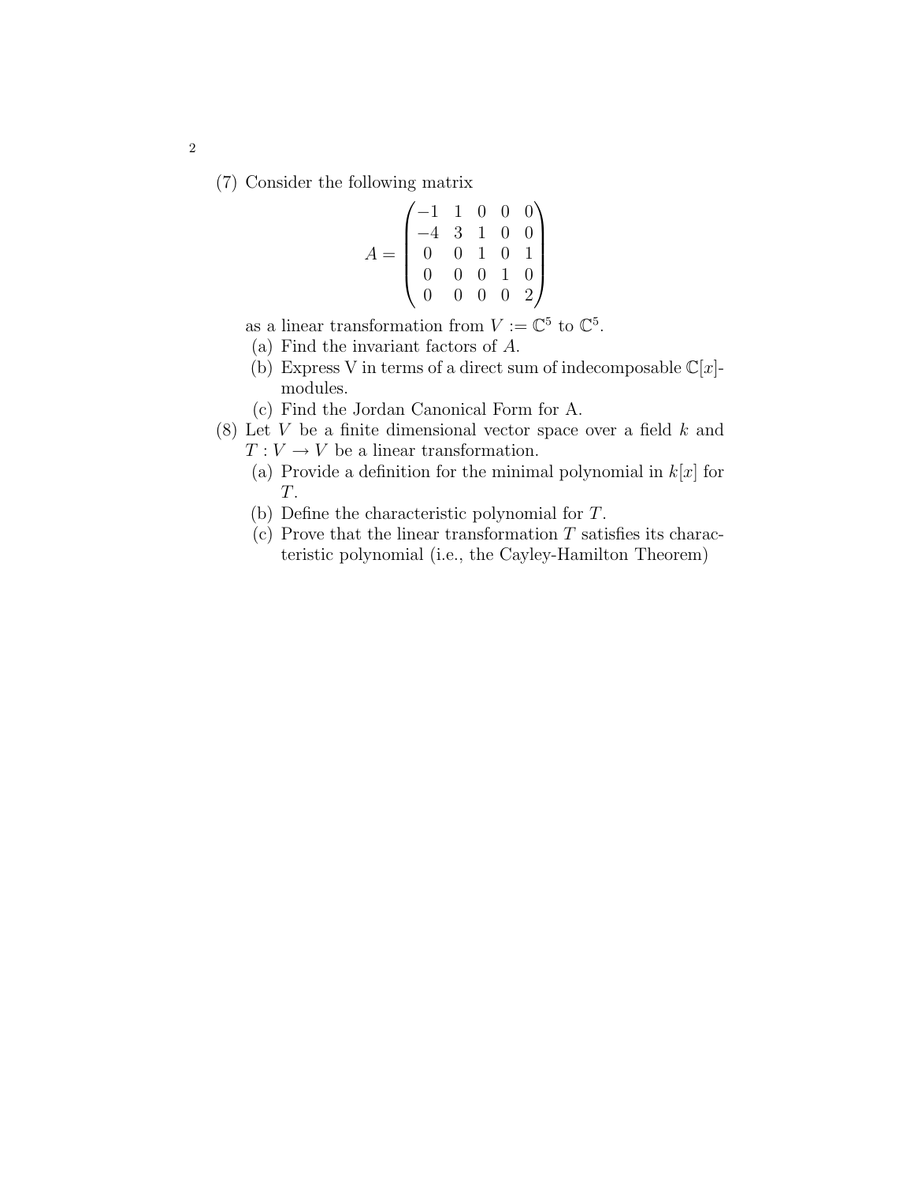(7) Consider the following matrix

$$A = \begin{pmatrix} -1 & 1 & 0 & 0 & 0 \\ -4 & 3 & 1 & 0 & 0 \\ 0 & 0 & 1 & 0 & 1 \\ 0 & 0 & 0 & 1 & 0 \\ 0 & 0 & 0 & 0 & 2 \end{pmatrix}$$

as a linear transformation from $V := \mathbb{C}^5$ to $\mathbb{C}^5$.

   (a) Find the invariant factors of $A$.
   (b) Express V in terms of a direct sum of indecomposable $\mathbb{C}[x]$-modules.
   (c) Find the Jordan Canonical Form for A.

(8) Let $V$ be a finite dimensional vector space over a field $k$ and $T : V \to V$ be a linear transformation.

   (a) Provide a definition for the minimal polynomial in $k[x]$ for $T$.
   (b) Define the characteristic polynomial for $T$.
   (c) Prove that the linear transformation $T$ satisfies its characteristic polynomial (i.e., the Cayley-Hamilton Theorem)